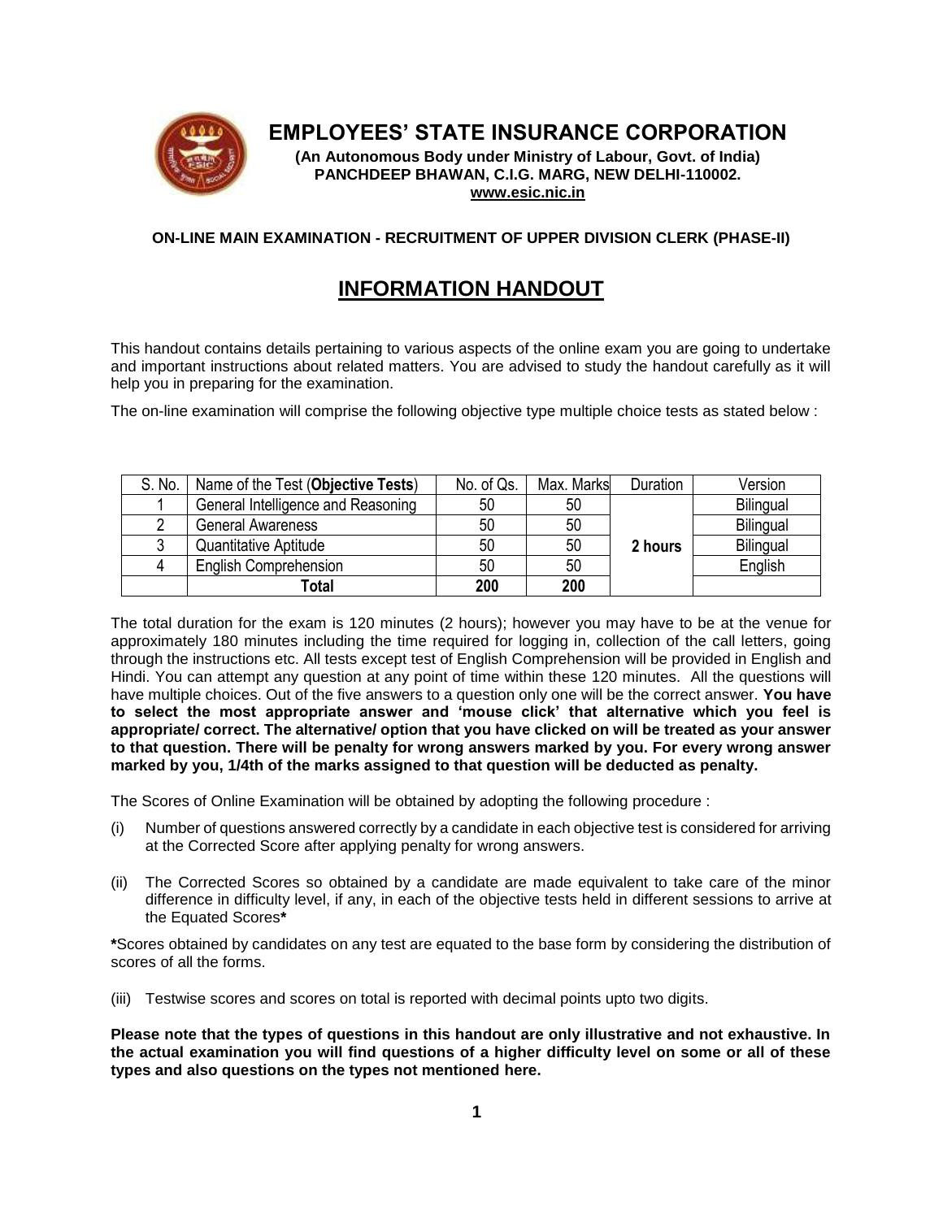# EMPLOYEES' STATE INSURANCE CORPORATION

**(An Autonomous Body under Ministry of Labour, Govt. of India)**
**PANCHDEEP BHAWAN, C.I.G. MARG, NEW DELHI-110002.**
**www.esic.nic.in**

**ON-LINE MAIN EXAMINATION - RECRUITMENT OF UPPER DIVISION CLERK (PHASE-II)**

## INFORMATION HANDOUT

This handout contains details pertaining to various aspects of the online exam you are going to undertake and important instructions about related matters. You are advised to study the handout carefully as it will help you in preparing for the examination.

The on-line examination will comprise the following objective type multiple choice tests as stated below :

| S. No. | Name of the Test (**Objective Tests**) | No. of Qs. | Max. Marks | Duration | Version |
|---|---|---|---|---|---|
| 1 | General Intelligence and Reasoning | 50 | 50 | **2 hours** | Bilingual |
| 2 | General Awareness | 50 | 50 | | Bilingual |
| 3 | Quantitative Aptitude | 50 | 50 | | Bilingual |
| 4 | English Comprehension | 50 | 50 | | English |
| | **Total** | **200** | **200** | | |

The total duration for the exam is 120 minutes (2 hours); however you may have to be at the venue for approximately 180 minutes including the time required for logging in, collection of the call letters, going through the instructions etc. All tests except test of English Comprehension will be provided in English and Hindi. You can attempt any question at any point of time within these 120 minutes. All the questions will have multiple choices. Out of the five answers to a question only one will be the correct answer. **You have to select the most appropriate answer and 'mouse click' that alternative which you feel is appropriate/ correct. The alternative/ option that you have clicked on will be treated as your answer to that question. There will be penalty for wrong answers marked by you. For every wrong answer marked by you, 1/4th of the marks assigned to that question will be deducted as penalty.**

The Scores of Online Examination will be obtained by adopting the following procedure :

(i) Number of questions answered correctly by a candidate in each objective test is considered for arriving at the Corrected Score after applying penalty for wrong answers.

(ii) The Corrected Scores so obtained by a candidate are made equivalent to take care of the minor difference in difficulty level, if any, in each of the objective tests held in different sessions to arrive at the Equated Scores**\***

**\***Scores obtained by candidates on any test are equated to the base form by considering the distribution of scores of all the forms.

(iii) Testwise scores and scores on total is reported with decimal points upto two digits.

**Please note that the types of questions in this handout are only illustrative and not exhaustive. In the actual examination you will find questions of a higher difficulty level on some or all of these types and also questions on the types not mentioned here.**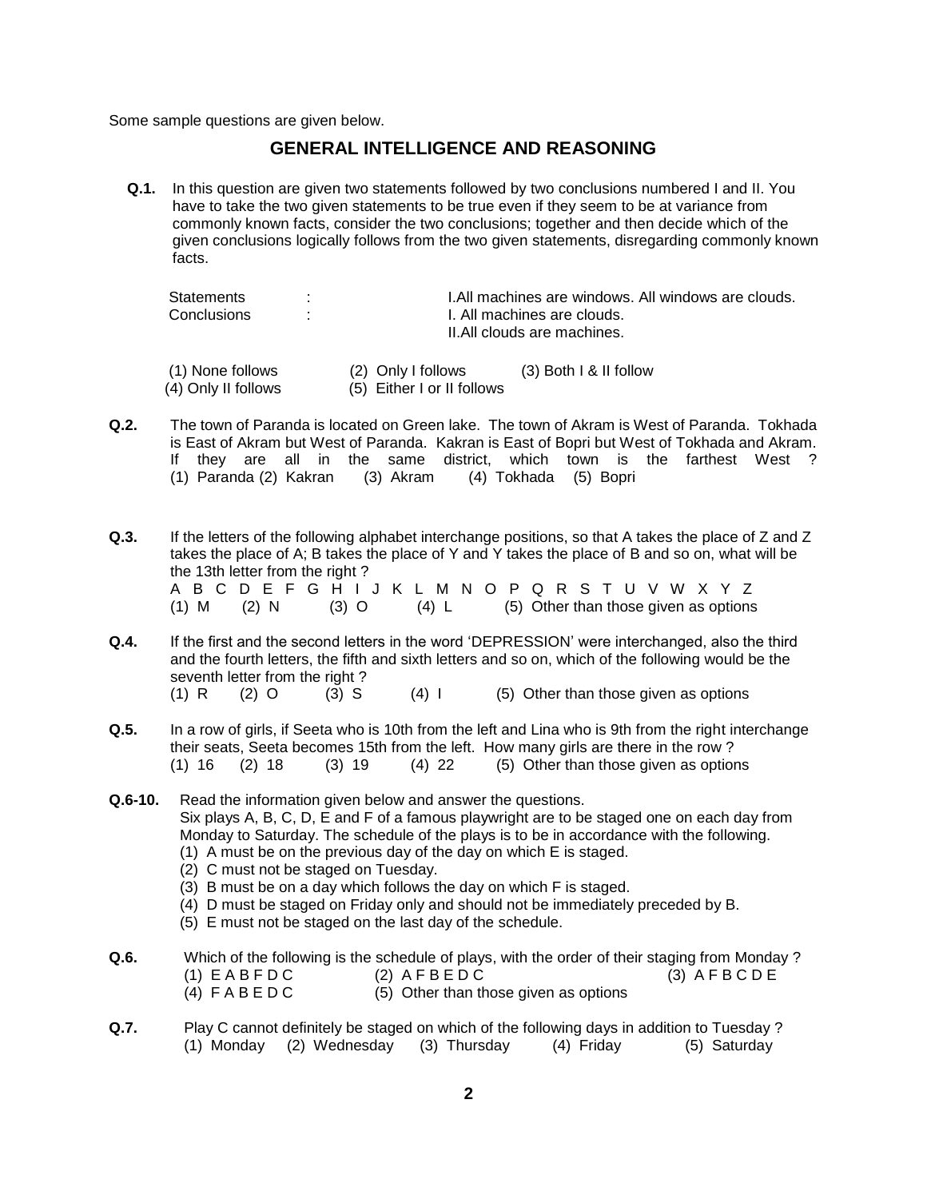Some sample questions are given below.

## GENERAL INTELLIGENCE AND REASONING

**Q.1.** In this question are given two statements followed by two conclusions numbered I and II. You have to take the two given statements to be true even if they seem to be at variance from commonly known facts, consider the two conclusions; together and then decide which of the given conclusions logically follows from the two given statements, disregarding commonly known facts.

Statements : I.All machines are windows. All windows are clouds.
Conclusions : I. All machines are clouds.
II.All clouds are machines.

(1) None follows (2) Only I follows (3) Both I & II follow
(4) Only II follows (5) Either I or II follows

**Q.2.** The town of Paranda is located on Green lake. The town of Akram is West of Paranda. Tokhada is East of Akram but West of Paranda. Kakran is East of Bopri but West of Tokhada and Akram. If they are all in the same district, which town is the farthest West ?
(1) Paranda (2) Kakran (3) Akram (4) Tokhada (5) Bopri

**Q.3.** If the letters of the following alphabet interchange positions, so that A takes the place of Z and Z takes the place of A; B takes the place of Y and Y takes the place of B and so on, what will be the 13th letter from the right ?
A B C D E F G H I J K L M N O P Q R S T U V W X Y Z
(1) M (2) N (3) O (4) L (5) Other than those given as options

**Q.4.** If the first and the second letters in the word 'DEPRESSION' were interchanged, also the third and the fourth letters, the fifth and sixth letters and so on, which of the following would be the seventh letter from the right ?
(1) R (2) O (3) S (4) I (5) Other than those given as options

**Q.5.** In a row of girls, if Seeta who is 10th from the left and Lina who is 9th from the right interchange their seats, Seeta becomes 15th from the left. How many girls are there in the row ?
(1) 16 (2) 18 (3) 19 (4) 22 (5) Other than those given as options

**Q.6-10.** Read the information given below and answer the questions.
Six plays A, B, C, D, E and F of a famous playwright are to be staged one on each day from Monday to Saturday. The schedule of the plays is to be in accordance with the following.
(1) A must be on the previous day of the day on which E is staged.
(2) C must not be staged on Tuesday.
(3) B must be on a day which follows the day on which F is staged.
(4) D must be staged on Friday only and should not be immediately preceded by B.
(5) E must not be staged on the last day of the schedule.

**Q.6.** Which of the following is the schedule of plays, with the order of their staging from Monday ?
(1) E A B F D C (2) A F B E D C (3) A F B C D E
(4) F A B E D C (5) Other than those given as options

**Q.7.** Play C cannot definitely be staged on which of the following days in addition to Tuesday ?
(1) Monday (2) Wednesday (3) Thursday (4) Friday (5) Saturday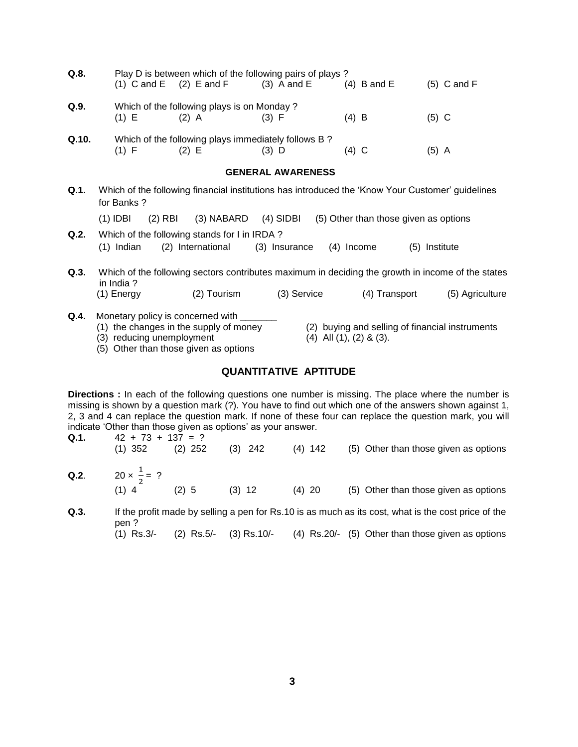**Q.8.** Play D is between which of the following pairs of plays ?
(1) C and E (2) E and F (3) A and E (4) B and E (5) C and F

**Q.9.** Which of the following plays is on Monday ?
(1) E (2) A (3) F (4) B (5) C

**Q.10.** Which of the following plays immediately follows B ?
(1) F (2) E (3) D (4) C (5) A

## GENERAL AWARENESS

**Q.1.** Which of the following financial institutions has introduced the 'Know Your Customer' guidelines for Banks ?

(1) IDBI (2) RBI (3) NABARD (4) SIDBI (5) Other than those given as options

**Q.2.** Which of the following stands for I in IRDA ?
(1) Indian (2) International (3) Insurance (4) Income (5) Institute

**Q.3.** Which of the following sectors contributes maximum in deciding the growth in income of the states in India ?
(1) Energy (2) Tourism (3) Service (4) Transport (5) Agriculture

**Q.4.** Monetary policy is concerned with _______
(1) the changes in the supply of money
(2) buying and selling of financial instruments
(3) reducing unemployment
(4) All (1), (2) & (3).
(5) Other than those given as options

## QUANTITATIVE APTITUDE

**Directions :** In each of the following questions one number is missing. The place where the number is missing is shown by a question mark (?). You have to find out which one of the answers shown against 1, 2, 3 and 4 can replace the question mark. If none of these four can replace the question mark, you will indicate 'Other than those given as options' as your answer.

**Q.1.** 42 + 73 + 137 = ?
(1) 352 (2) 252 (3) 242 (4) 142 (5) Other than those given as options

**Q.2**. $20 \times \frac{1}{2} = ?$
(1) 4 (2) 5 (3) 12 (4) 20 (5) Other than those given as options

**Q.3.** If the profit made by selling a pen for Rs.10 is as much as its cost, what is the cost price of the pen ?
(1) Rs.3/- (2) Rs.5/- (3) Rs.10/- (4) Rs.20/- (5) Other than those given as options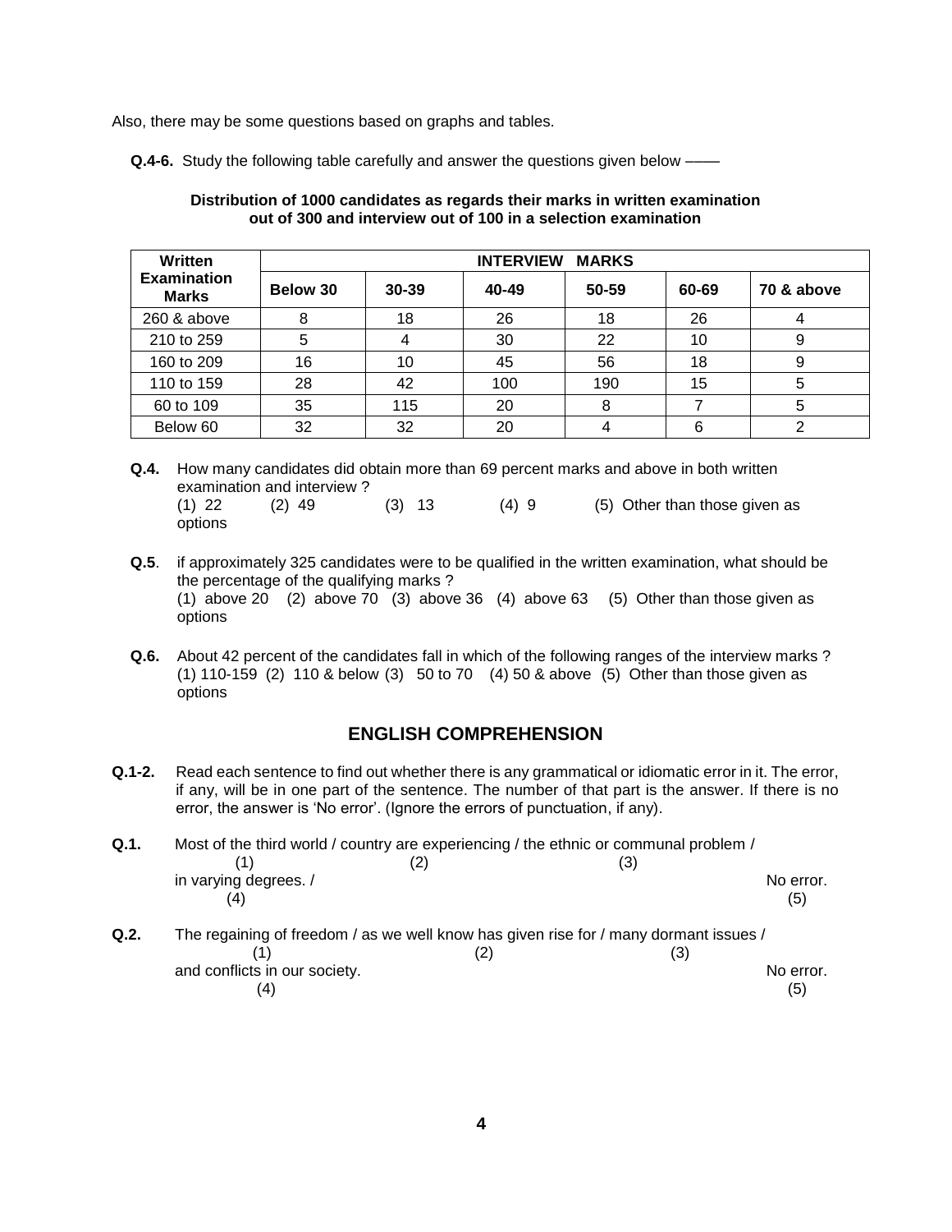Also, there may be some questions based on graphs and tables.

**Q.4-6.** Study the following table carefully and answer the questions given below ——

**Distribution of 1000 candidates as regards their marks in written examination out of 300 and interview out of 100 in a selection examination**

| Written Examination Marks | INTERVIEW MARKS | | | | | |
|---|---|---|---|---|---|---|
| | Below 30 | 30-39 | 40-49 | 50-59 | 60-69 | 70 & above |
| 260 & above | 8 | 18 | 26 | 18 | 26 | 4 |
| 210 to 259 | 5 | 4 | 30 | 22 | 10 | 9 |
| 160 to 209 | 16 | 10 | 45 | 56 | 18 | 9 |
| 110 to 159 | 28 | 42 | 100 | 190 | 15 | 5 |
| 60 to 109 | 35 | 115 | 20 | 8 | 7 | 5 |
| Below 60 | 32 | 32 | 20 | 4 | 6 | 2 |

**Q.4.** How many candidates did obtain more than 69 percent marks and above in both written examination and interview ?
(1) 22 (2) 49 (3) 13 (4) 9 (5) Other than those given as options

**Q.5**. if approximately 325 candidates were to be qualified in the written examination, what should be the percentage of the qualifying marks ?
(1) above 20 (2) above 70 (3) above 36 (4) above 63 (5) Other than those given as options

**Q.6.** About 42 percent of the candidates fall in which of the following ranges of the interview marks ?
(1) 110-159 (2) 110 & below (3) 50 to 70 (4) 50 & above (5) Other than those given as options

## ENGLISH COMPREHENSION

**Q.1-2.** Read each sentence to find out whether there is any grammatical or idiomatic error in it. The error, if any, will be in one part of the sentence. The number of that part is the answer. If there is no error, the answer is 'No error'. (Ignore the errors of punctuation, if any).

**Q.1.** Most of the third world / country are experiencing / the ethnic or communal problem / in varying degrees. / No error.
(1) / (2) / (3) / (4) / (5)

**Q.2.** The regaining of freedom / as we well know has given rise for / many dormant issues / and conflicts in our society. No error.
(1) / (2) / (3) / (4) / (5)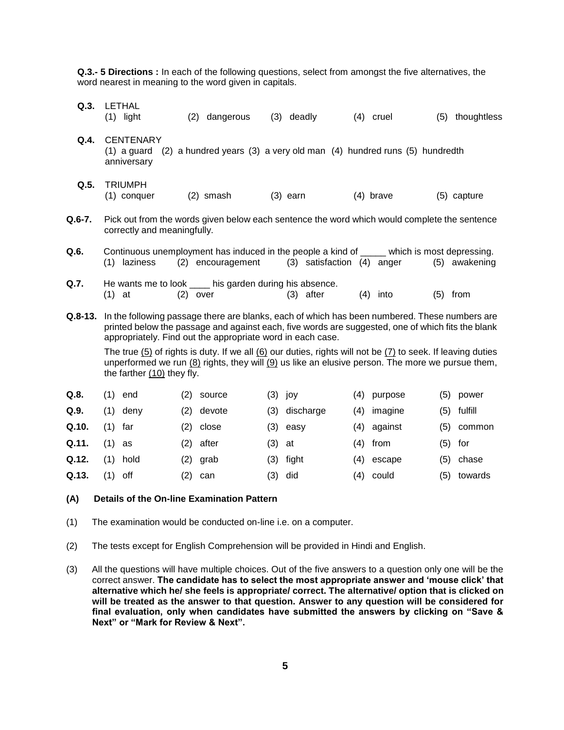**Q.3.- 5 Directions :** In each of the following questions, select from amongst the five alternatives, the word nearest in meaning to the word given in capitals.

**Q.3.** LETHAL
(1) light (2) dangerous (3) deadly (4) cruel (5) thoughtless

**Q.4.** CENTENARY
(1) a guard (2) a hundred years (3) a very old man (4) hundred runs (5) hundredth anniversary

**Q.5.** TRIUMPH
(1) conquer (2) smash (3) earn (4) brave (5) capture

**Q.6-7.** Pick out from the words given below each sentence the word which would complete the sentence correctly and meaningfully.

**Q.6.** Continuous unemployment has induced in the people a kind of _____ which is most depressing.
(1) laziness (2) encouragement (3) satisfaction (4) anger (5) awakening

**Q.7.** He wants me to look ____ his garden during his absence.
(1) at (2) over (3) after (4) into (5) from

**Q.8-13.** In the following passage there are blanks, each of which has been numbered. These numbers are printed below the passage and against each, five words are suggested, one of which fits the blank appropriately. Find out the appropriate word in each case.

The true (5) of rights is duty. If we all (6) our duties, rights will not be (7) to seek. If leaving duties unperformed we run (8) rights, they will (9) us like an elusive person. The more we pursue them, the farther (10) they fly.

| | | | | | |
|---|---|---|---|---|---|
| **Q.8.** | (1) end | (2) source | (3) joy | (4) purpose | (5) power |
| **Q.9.** | (1) deny | (2) devote | (3) discharge | (4) imagine | (5) fulfill |
| **Q.10.** | (1) far | (2) close | (3) easy | (4) against | (5) common |
| **Q.11.** | (1) as | (2) after | (3) at | (4) from | (5) for |
| **Q.12.** | (1) hold | (2) grab | (3) fight | (4) escape | (5) chase |
| **Q.13.** | (1) off | (2) can | (3) did | (4) could | (5) towards |

**(A) Details of the On-line Examination Pattern**

(1) The examination would be conducted on-line i.e. on a computer.

(2) The tests except for English Comprehension will be provided in Hindi and English.

(3) All the questions will have multiple choices. Out of the five answers to a question only one will be the correct answer. **The candidate has to select the most appropriate answer and 'mouse click' that alternative which he/ she feels is appropriate/ correct. The alternative/ option that is clicked on will be treated as the answer to that question. Answer to any question will be considered for final evaluation, only when candidates have submitted the answers by clicking on "Save & Next" or "Mark for Review & Next".**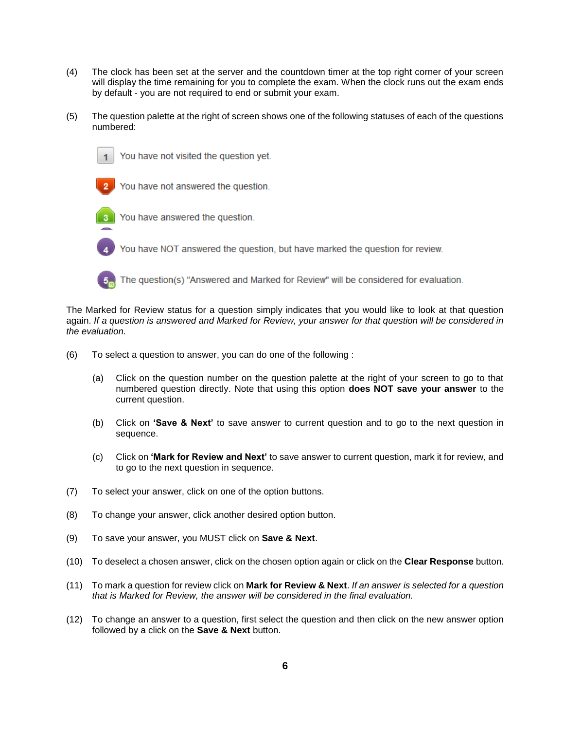(4) The clock has been set at the server and the countdown timer at the top right corner of your screen will display the time remaining for you to complete the exam. When the clock runs out the exam ends by default - you are not required to end or submit your exam.

(5) The question palette at the right of screen shows one of the following statuses of each of the questions numbered:

1 You have not visited the question yet.

2 You have not answered the question.

3 You have answered the question.

4 You have NOT answered the question, but have marked the question for review.

5 The question(s) "Answered and Marked for Review" will be considered for evaluation.

The Marked for Review status for a question simply indicates that you would like to look at that question again. *If a question is answered and Marked for Review, your answer for that question will be considered in the evaluation.*

(6) To select a question to answer, you can do one of the following :

(a) Click on the question number on the question palette at the right of your screen to go to that numbered question directly. Note that using this option **does NOT save your answer** to the current question.

(b) Click on **'Save & Next'** to save answer to current question and to go to the next question in sequence.

(c) Click on **'Mark for Review and Next'** to save answer to current question, mark it for review, and to go to the next question in sequence.

(7) To select your answer, click on one of the option buttons.

(8) To change your answer, click another desired option button.

(9) To save your answer, you MUST click on **Save & Next**.

(10) To deselect a chosen answer, click on the chosen option again or click on the **Clear Response** button.

(11) To mark a question for review click on **Mark for Review & Next**. *If an answer is selected for a question that is Marked for Review, the answer will be considered in the final evaluation.*

(12) To change an answer to a question, first select the question and then click on the new answer option followed by a click on the **Save & Next** button.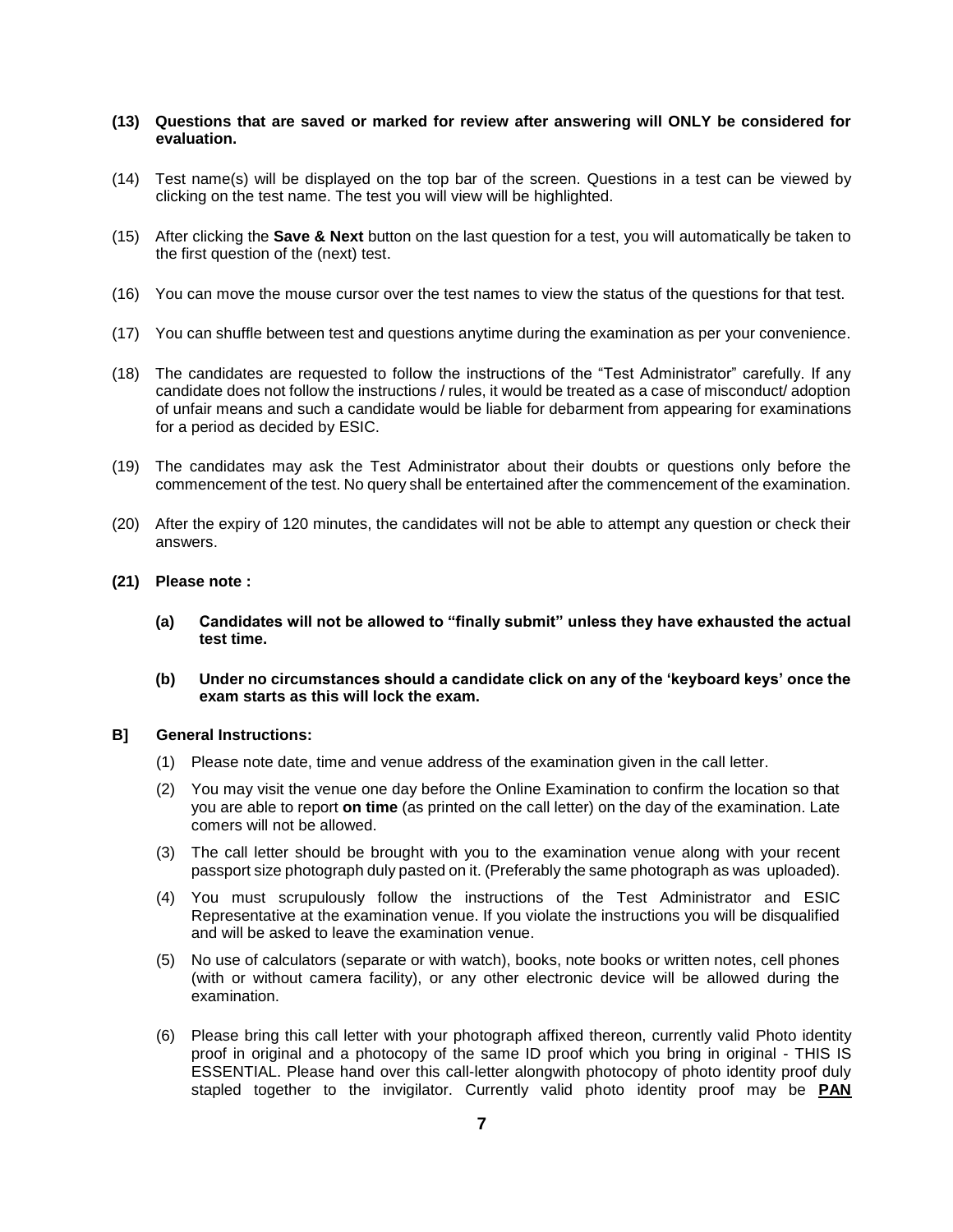**(13) Questions that are saved or marked for review after answering will ONLY be considered for evaluation.**

(14) Test name(s) will be displayed on the top bar of the screen. Questions in a test can be viewed by clicking on the test name. The test you will view will be highlighted.

(15) After clicking the **Save & Next** button on the last question for a test, you will automatically be taken to the first question of the (next) test.

(16) You can move the mouse cursor over the test names to view the status of the questions for that test.

(17) You can shuffle between test and questions anytime during the examination as per your convenience.

(18) The candidates are requested to follow the instructions of the "Test Administrator" carefully. If any candidate does not follow the instructions / rules, it would be treated as a case of misconduct/ adoption of unfair means and such a candidate would be liable for debarment from appearing for examinations for a period as decided by ESIC.

(19) The candidates may ask the Test Administrator about their doubts or questions only before the commencement of the test. No query shall be entertained after the commencement of the examination.

(20) After the expiry of 120 minutes, the candidates will not be able to attempt any question or check their answers.

**(21) Please note :**

- **(a) Candidates will not be allowed to "finally submit" unless they have exhausted the actual test time.**
- **(b) Under no circumstances should a candidate click on any of the 'keyboard keys' once the exam starts as this will lock the exam.**

**B] General Instructions:**

(1) Please note date, time and venue address of the examination given in the call letter.

(2) You may visit the venue one day before the Online Examination to confirm the location so that you are able to report **on time** (as printed on the call letter) on the day of the examination. Late comers will not be allowed.

(3) The call letter should be brought with you to the examination venue along with your recent passport size photograph duly pasted on it. (Preferably the same photograph as was uploaded).

(4) You must scrupulously follow the instructions of the Test Administrator and ESIC Representative at the examination venue. If you violate the instructions you will be disqualified and will be asked to leave the examination venue.

(5) No use of calculators (separate or with watch), books, note books or written notes, cell phones (with or without camera facility), or any other electronic device will be allowed during the examination.

(6) Please bring this call letter with your photograph affixed thereon, currently valid Photo identity proof in original and a photocopy of the same ID proof which you bring in original - THIS IS ESSENTIAL. Please hand over this call-letter alongwith photocopy of photo identity proof duly stapled together to the invigilator. Currently valid photo identity proof may be **PAN**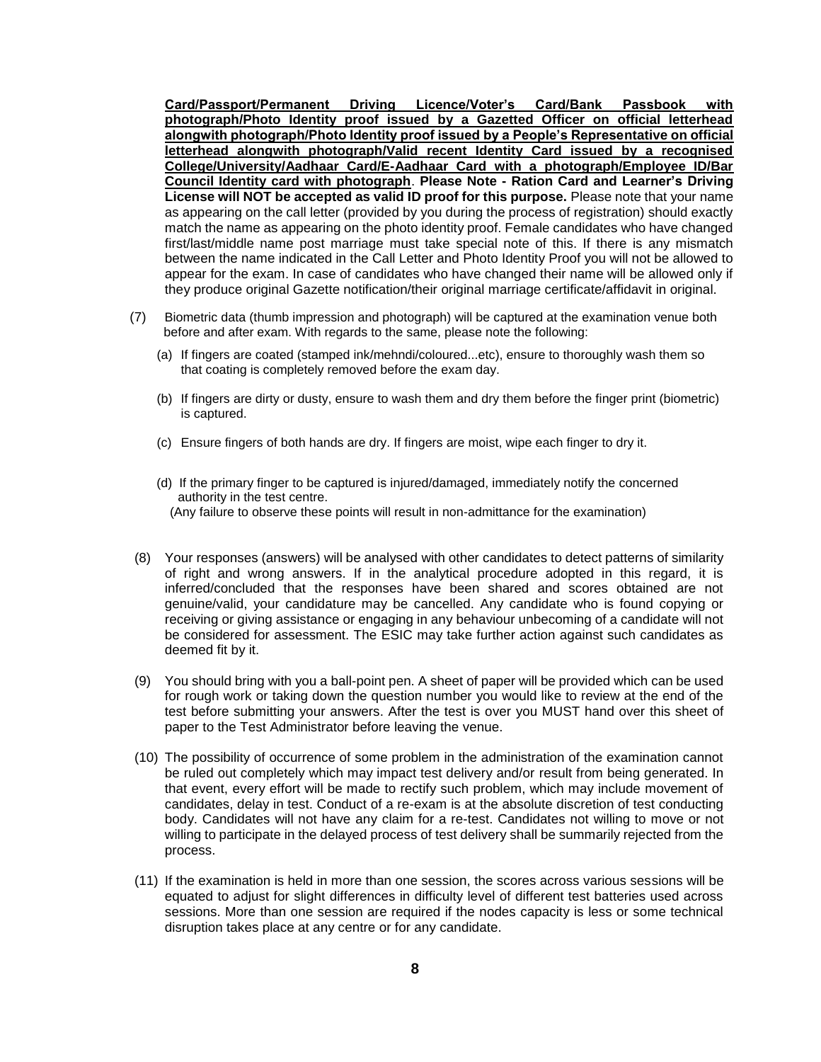**Card/Passport/Permanent Driving Licence/Voter's Card/Bank Passbook with photograph/Photo Identity proof issued by a Gazetted Officer on official letterhead alongwith photograph/Photo Identity proof issued by a People's Representative on official letterhead alongwith photograph/Valid recent Identity Card issued by a recognised College/University/Aadhaar Card/E-Aadhaar Card with a photograph/Employee ID/Bar Council Identity card with photograph**. **Please Note - Ration Card and Learner's Driving License will NOT be accepted as valid ID proof for this purpose.** Please note that your name as appearing on the call letter (provided by you during the process of registration) should exactly match the name as appearing on the photo identity proof. Female candidates who have changed first/last/middle name post marriage must take special note of this. If there is any mismatch between the name indicated in the Call Letter and Photo Identity Proof you will not be allowed to appear for the exam. In case of candidates who have changed their name will be allowed only if they produce original Gazette notification/their original marriage certificate/affidavit in original.

(7) Biometric data (thumb impression and photograph) will be captured at the examination venue both before and after exam. With regards to the same, please note the following:

(a) If fingers are coated (stamped ink/mehndi/coloured...etc), ensure to thoroughly wash them so that coating is completely removed before the exam day.

(b) If fingers are dirty or dusty, ensure to wash them and dry them before the finger print (biometric) is captured.

(c) Ensure fingers of both hands are dry. If fingers are moist, wipe each finger to dry it.

(d) If the primary finger to be captured is injured/damaged, immediately notify the concerned authority in the test centre.

(Any failure to observe these points will result in non-admittance for the examination)

(8) Your responses (answers) will be analysed with other candidates to detect patterns of similarity of right and wrong answers. If in the analytical procedure adopted in this regard, it is inferred/concluded that the responses have been shared and scores obtained are not genuine/valid, your candidature may be cancelled. Any candidate who is found copying or receiving or giving assistance or engaging in any behaviour unbecoming of a candidate will not be considered for assessment. The ESIC may take further action against such candidates as deemed fit by it.

(9) You should bring with you a ball-point pen. A sheet of paper will be provided which can be used for rough work or taking down the question number you would like to review at the end of the test before submitting your answers. After the test is over you MUST hand over this sheet of paper to the Test Administrator before leaving the venue.

(10) The possibility of occurrence of some problem in the administration of the examination cannot be ruled out completely which may impact test delivery and/or result from being generated. In that event, every effort will be made to rectify such problem, which may include movement of candidates, delay in test. Conduct of a re-exam is at the absolute discretion of test conducting body. Candidates will not have any claim for a re-test. Candidates not willing to move or not willing to participate in the delayed process of test delivery shall be summarily rejected from the process.

(11) If the examination is held in more than one session, the scores across various sessions will be equated to adjust for slight differences in difficulty level of different test batteries used across sessions. More than one session are required if the nodes capacity is less or some technical disruption takes place at any centre or for any candidate.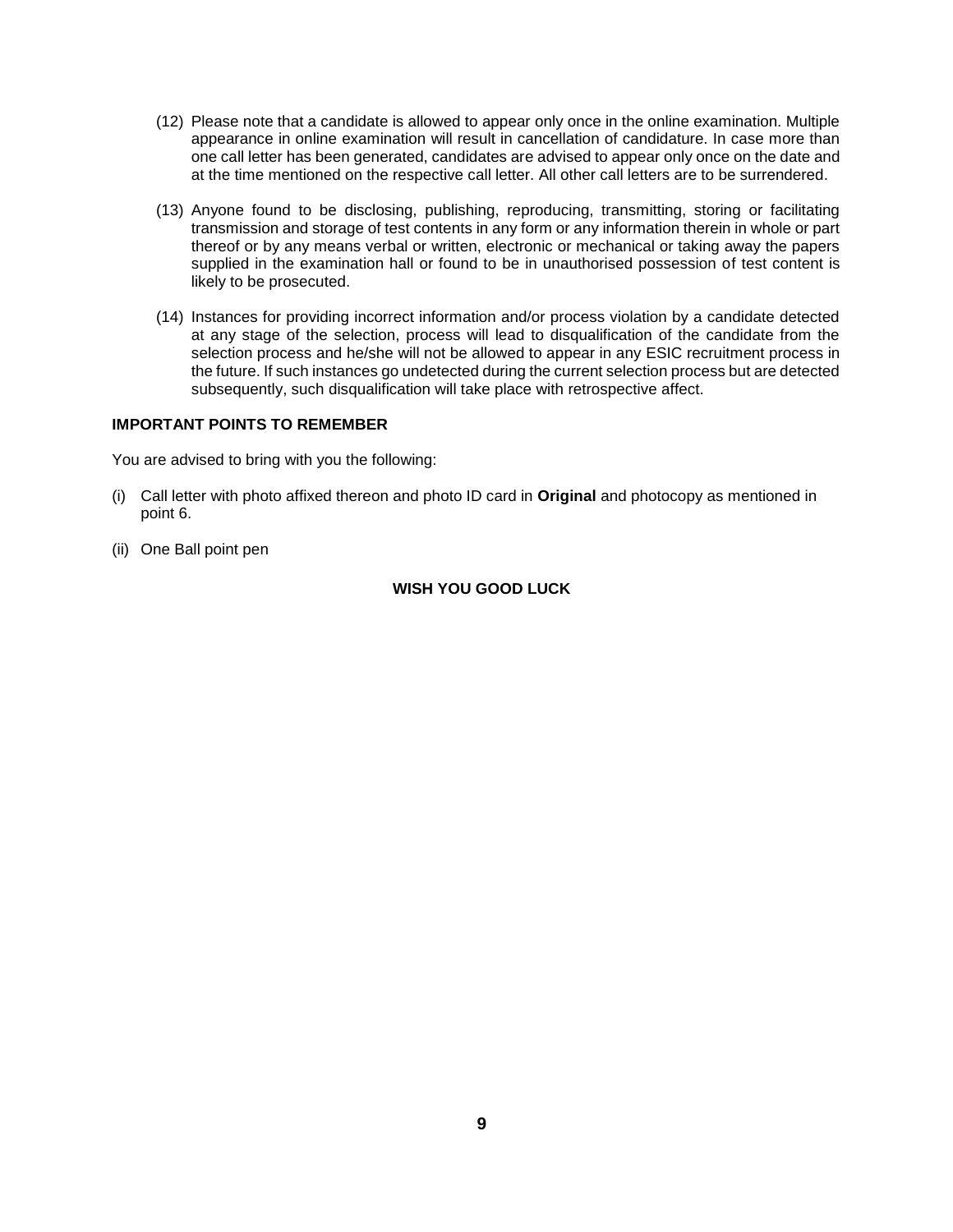(12) Please note that a candidate is allowed to appear only once in the online examination. Multiple appearance in online examination will result in cancellation of candidature. In case more than one call letter has been generated, candidates are advised to appear only once on the date and at the time mentioned on the respective call letter. All other call letters are to be surrendered.

(13) Anyone found to be disclosing, publishing, reproducing, transmitting, storing or facilitating transmission and storage of test contents in any form or any information therein in whole or part thereof or by any means verbal or written, electronic or mechanical or taking away the papers supplied in the examination hall or found to be in unauthorised possession of test content is likely to be prosecuted.

(14) Instances for providing incorrect information and/or process violation by a candidate detected at any stage of the selection, process will lead to disqualification of the candidate from the selection process and he/she will not be allowed to appear in any ESIC recruitment process in the future. If such instances go undetected during the current selection process but are detected subsequently, such disqualification will take place with retrospective affect.

**IMPORTANT POINTS TO REMEMBER**

You are advised to bring with you the following:

(i) Call letter with photo affixed thereon and photo ID card in **Original** and photocopy as mentioned in point 6.

(ii) One Ball point pen

**WISH YOU GOOD LUCK**